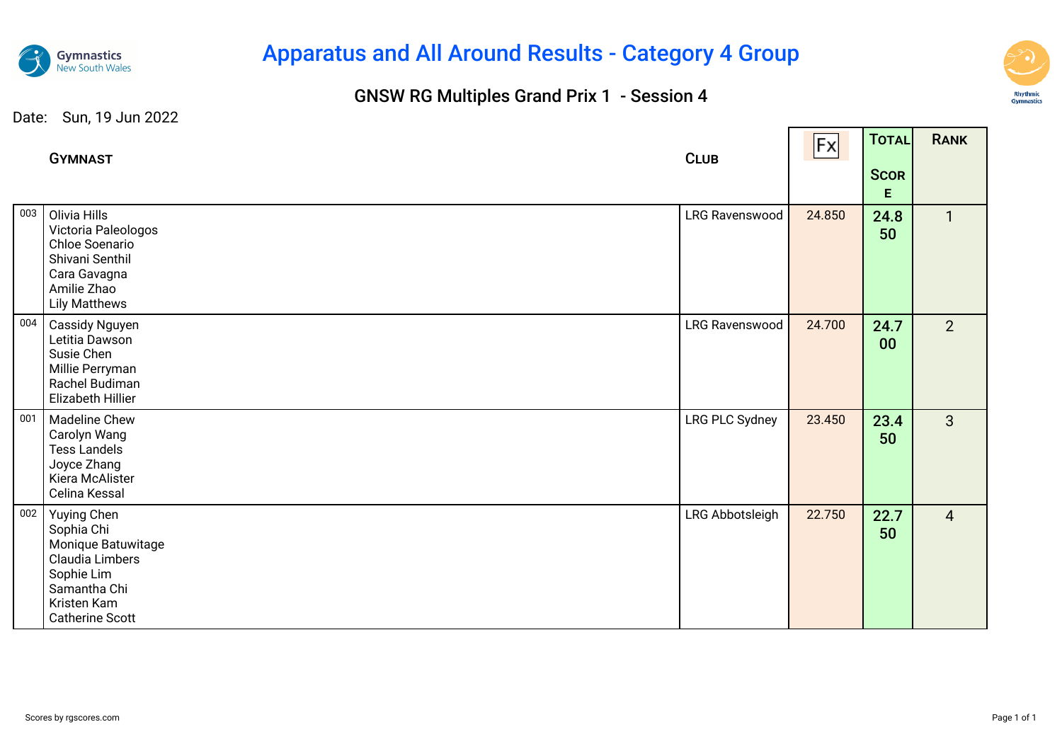# Apparatus and All Around Results - Category 4 Group

## GNSW RG Multiples Grand Prix 1 - Session 4

Date: Sun, 19 Jun 2022

| | Gymnast | Club | Fx | Total Score | Rank |
|---|---|---|---|---|---|
| 003 | Olivia Hills<br>Victoria Paleologos<br>Chloe Soenario<br>Shivani Senthil<br>Cara Gavagna<br>Amilie Zhao<br>Lily Matthews | LRG Ravenswood | 24.850 | **24.850** | 1 |
| 004 | Cassidy Nguyen<br>Letitia Dawson<br>Susie Chen<br>Millie Perryman<br>Rachel Budiman<br>Elizabeth Hillier | LRG Ravenswood | 24.700 | **24.700** | 2 |
| 001 | Madeline Chew<br>Carolyn Wang<br>Tess Landels<br>Joyce Zhang<br>Kiera McAlister<br>Celina Kessal | LRG PLC Sydney | 23.450 | **23.450** | 3 |
| 002 | Yuying Chen<br>Sophia Chi<br>Monique Batuwitage<br>Claudia Limbers<br>Sophie Lim<br>Samantha Chi<br>Kristen Kam<br>Catherine Scott | LRG Abbotsleigh | 22.750 | **22.750** | 4 |

Scores by rgscores.com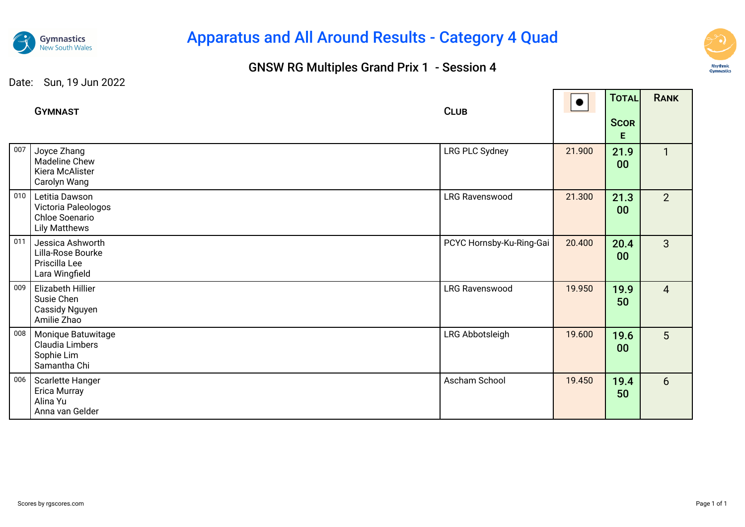# Apparatus and All Around Results - Category 4 Quad

## GNSW RG Multiples Grand Prix 1 - Session 4

Date: Sun, 19 Jun 2022

| | Gymnast | Club | ● | Total Score | Rank |
|---|---|---|---|---|---|
| 007 | Joyce Zhang<br>Madeline Chew<br>Kiera McAlister<br>Carolyn Wang | LRG PLC Sydney | 21.900 | 21.900 | 1 |
| 010 | Letitia Dawson<br>Victoria Paleologos<br>Chloe Soenario<br>Lily Matthews | LRG Ravenswood | 21.300 | 21.300 | 2 |
| 011 | Jessica Ashworth<br>Lilla-Rose Bourke<br>Priscilla Lee<br>Lara Wingfield | PCYC Hornsby-Ku-Ring-Gai | 20.400 | 20.400 | 3 |
| 009 | Elizabeth Hillier<br>Susie Chen<br>Cassidy Nguyen<br>Amilie Zhao | LRG Ravenswood | 19.950 | 19.950 | 4 |
| 008 | Monique Batuwitage<br>Claudia Limbers<br>Sophie Lim<br>Samantha Chi | LRG Abbotsleigh | 19.600 | 19.600 | 5 |
| 006 | Scarlette Hanger<br>Erica Murray<br>Alina Yu<br>Anna van Gelder | Ascham School | 19.450 | 19.450 | 6 |

Scores by rgscores.com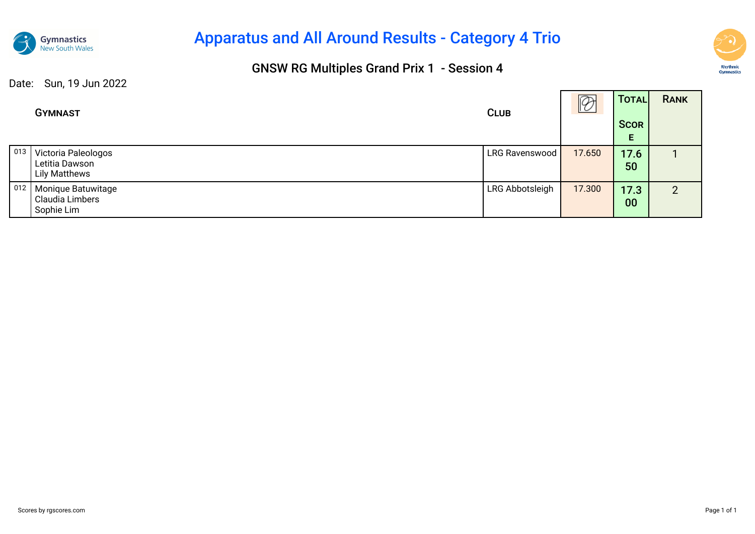# Apparatus and All Around Results - Category 4 Trio

## GNSW RG Multiples Grand Prix 1 - Session 4

Date: Sun, 19 Jun 2022

| | Gymnast | Club | | Total Score | Rank |
|---|---|---|---|---|---|
| 013 | Victoria Paleologos<br>Letitia Dawson<br>Lily Matthews | LRG Ravenswood | 17.650 | 17.650 | 1 |
| 012 | Monique Batuwitage<br>Claudia Limbers<br>Sophie Lim | LRG Abbotsleigh | 17.300 | 17.300 | 2 |

Scores by rgscores.com